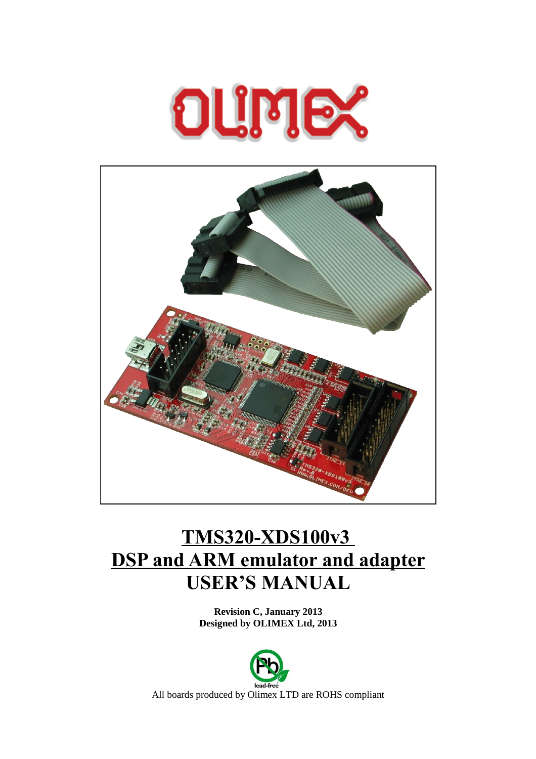# TMS320-XDS100v3
# DSP and ARM emulator and adapter
# USER'S MANUAL

**Revision C, January 2013**
**Designed by OLIMEX Ltd, 2013**

All boards produced by Olimex LTD are ROHS compliant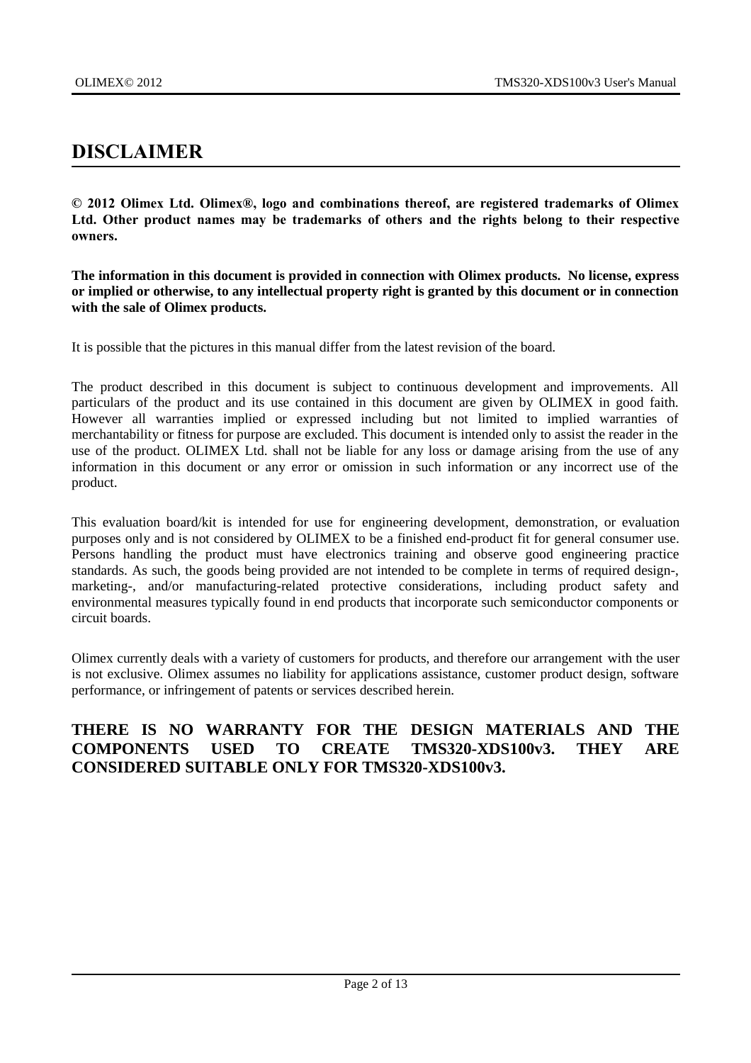# DISCLAIMER

**© 2012 Olimex Ltd. Olimex®, logo and combinations thereof, are registered trademarks of Olimex Ltd. Other product names may be trademarks of others and the rights belong to their respective owners.**

**The information in this document is provided in connection with Olimex products. No license, express or implied or otherwise, to any intellectual property right is granted by this document or in connection with the sale of Olimex products.**

It is possible that the pictures in this manual differ from the latest revision of the board.

The product described in this document is subject to continuous development and improvements. All particulars of the product and its use contained in this document are given by OLIMEX in good faith. However all warranties implied or expressed including but not limited to implied warranties of merchantability or fitness for purpose are excluded. This document is intended only to assist the reader in the use of the product. OLIMEX Ltd. shall not be liable for any loss or damage arising from the use of any information in this document or any error or omission in such information or any incorrect use of the product.

This evaluation board/kit is intended for use for engineering development, demonstration, or evaluation purposes only and is not considered by OLIMEX to be a finished end-product fit for general consumer use. Persons handling the product must have electronics training and observe good engineering practice standards. As such, the goods being provided are not intended to be complete in terms of required design-, marketing-, and/or manufacturing-related protective considerations, including product safety and environmental measures typically found in end products that incorporate such semiconductor components or circuit boards.

Olimex currently deals with a variety of customers for products, and therefore our arrangement with the user is not exclusive. Olimex assumes no liability for applications assistance, customer product design, software performance, or infringement of patents or services described herein.

**THERE IS NO WARRANTY FOR THE DESIGN MATERIALS AND THE COMPONENTS USED TO CREATE TMS320-XDS100v3. THEY ARE CONSIDERED SUITABLE ONLY FOR TMS320-XDS100v3.**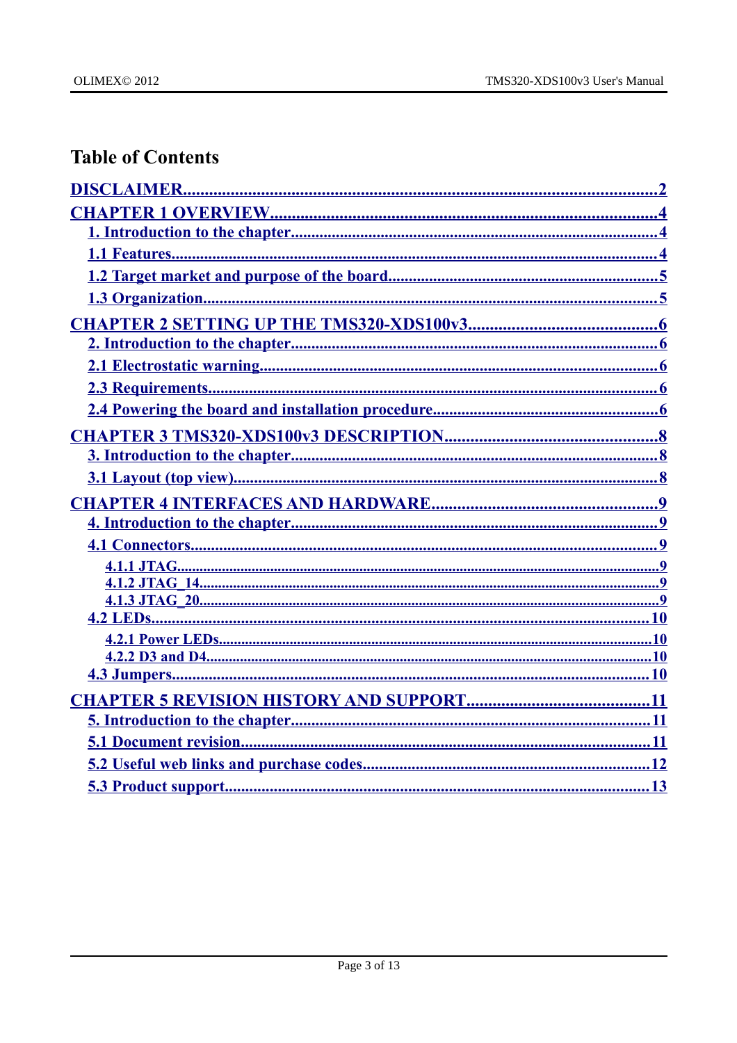# Table of Contents

[DISCLAIMER......2](#)

[CHAPTER 1 OVERVIEW......4](#)

- [1. Introduction to the chapter......4](#)
- [1.1 Features......4](#)
- [1.2 Target market and purpose of the board......5](#)
- [1.3 Organization......5](#)

[CHAPTER 2 SETTING UP THE TMS320-XDS100v3......6](#)

- [2. Introduction to the chapter......6](#)
- [2.1 Electrostatic warning......6](#)
- [2.3 Requirements......6](#)
- [2.4 Powering the board and installation procedure......6](#)

[CHAPTER 3 TMS320-XDS100v3 DESCRIPTION......8](#)

- [3. Introduction to the chapter......8](#)
- [3.1 Layout (top view)......8](#)

[CHAPTER 4 INTERFACES AND HARDWARE......9](#)

- [4. Introduction to the chapter......9](#)
- [4.1 Connectors......9](#)
  - [4.1.1 JTAG......9](#)
  - [4.1.2 JTAG_14......9](#)
  - [4.1.3 JTAG_20......9](#)
- [4.2 LEDs......10](#)
  - [4.2.1 Power LEDs......10](#)
  - [4.2.2 D3 and D4......10](#)
- [4.3 Jumpers......10](#)

[CHAPTER 5 REVISION HISTORY AND SUPPORT......11](#)

- [5. Introduction to the chapter......11](#)
- [5.1 Document revision......11](#)
- [5.2 Useful web links and purchase codes......12](#)
- [5.3 Product support......13](#)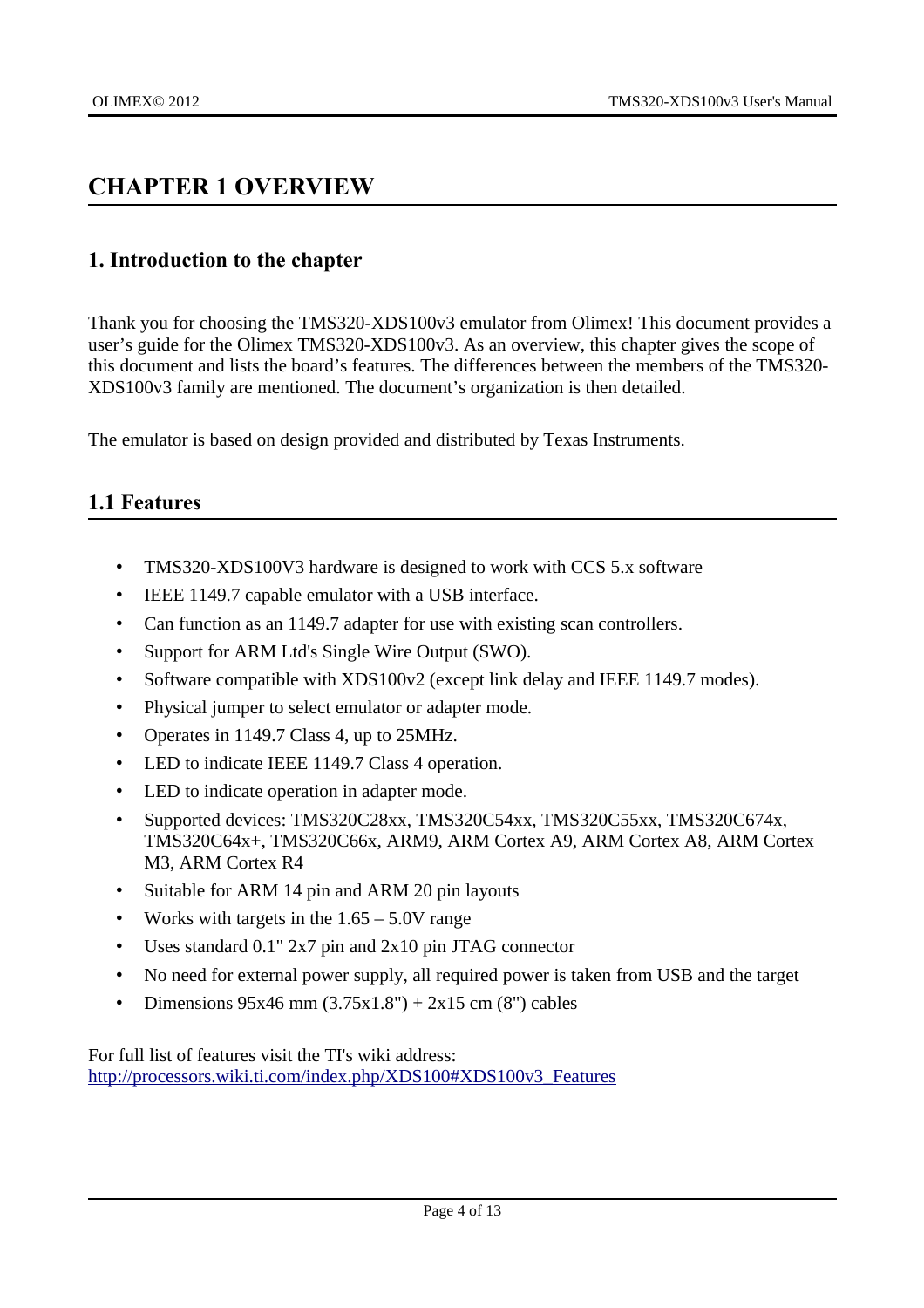# CHAPTER 1 OVERVIEW

## 1. Introduction to the chapter

Thank you for choosing the TMS320-XDS100v3 emulator from Olimex! This document provides a user's guide for the Olimex TMS320-XDS100v3. As an overview, this chapter gives the scope of this document and lists the board's features. The differences between the members of the TMS320-XDS100v3 family are mentioned. The document's organization is then detailed.

The emulator is based on design provided and distributed by Texas Instruments.

## 1.1 Features

- TMS320-XDS100V3 hardware is designed to work with CCS 5.x software
- IEEE 1149.7 capable emulator with a USB interface.
- Can function as an 1149.7 adapter for use with existing scan controllers.
- Support for ARM Ltd's Single Wire Output (SWO).
- Software compatible with XDS100v2 (except link delay and IEEE 1149.7 modes).
- Physical jumper to select emulator or adapter mode.
- Operates in 1149.7 Class 4, up to 25MHz.
- LED to indicate IEEE 1149.7 Class 4 operation.
- LED to indicate operation in adapter mode.
- Supported devices: TMS320C28xx, TMS320C54xx, TMS320C55xx, TMS320C674x, TMS320C64x+, TMS320C66x, ARM9, ARM Cortex A9, ARM Cortex A8, ARM Cortex M3, ARM Cortex R4
- Suitable for ARM 14 pin and ARM 20 pin layouts
- Works with targets in the 1.65 – 5.0V range
- Uses standard 0.1" 2x7 pin and 2x10 pin JTAG connector
- No need for external power supply, all required power is taken from USB and the target
- Dimensions 95x46 mm (3.75x1.8") + 2x15 cm (8") cables

For full list of features visit the TI's wiki address:
[http://processors.wiki.ti.com/index.php/XDS100#XDS100v3_Features](http://processors.wiki.ti.com/index.php/XDS100#XDS100v3_Features)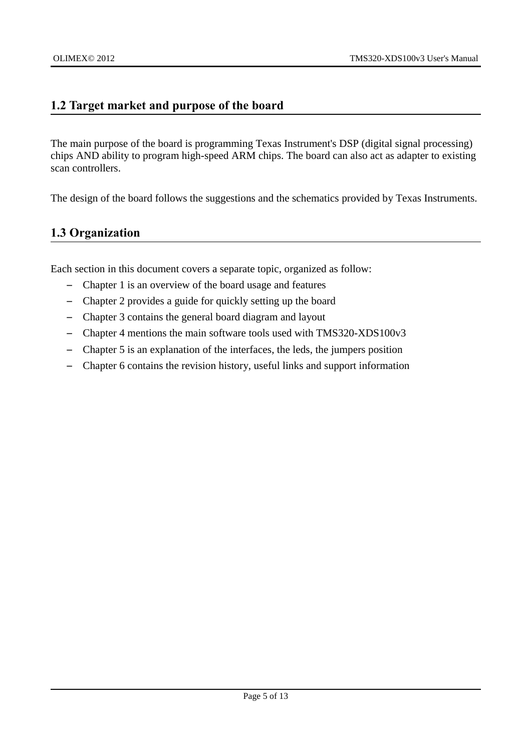## 1.2 Target market and purpose of the board

The main purpose of the board is programming Texas Instrument's DSP (digital signal processing) chips AND ability to program high-speed ARM chips. The board can also act as adapter to existing scan controllers.

The design of the board follows the suggestions and the schematics provided by Texas Instruments.

## 1.3 Organization

Each section in this document covers a separate topic, organized as follow:

- Chapter 1 is an overview of the board usage and features
- Chapter 2 provides a guide for quickly setting up the board
- Chapter 3 contains the general board diagram and layout
- Chapter 4 mentions the main software tools used with TMS320-XDS100v3
- Chapter 5 is an explanation of the interfaces, the leds, the jumpers position
- Chapter 6 contains the revision history, useful links and support information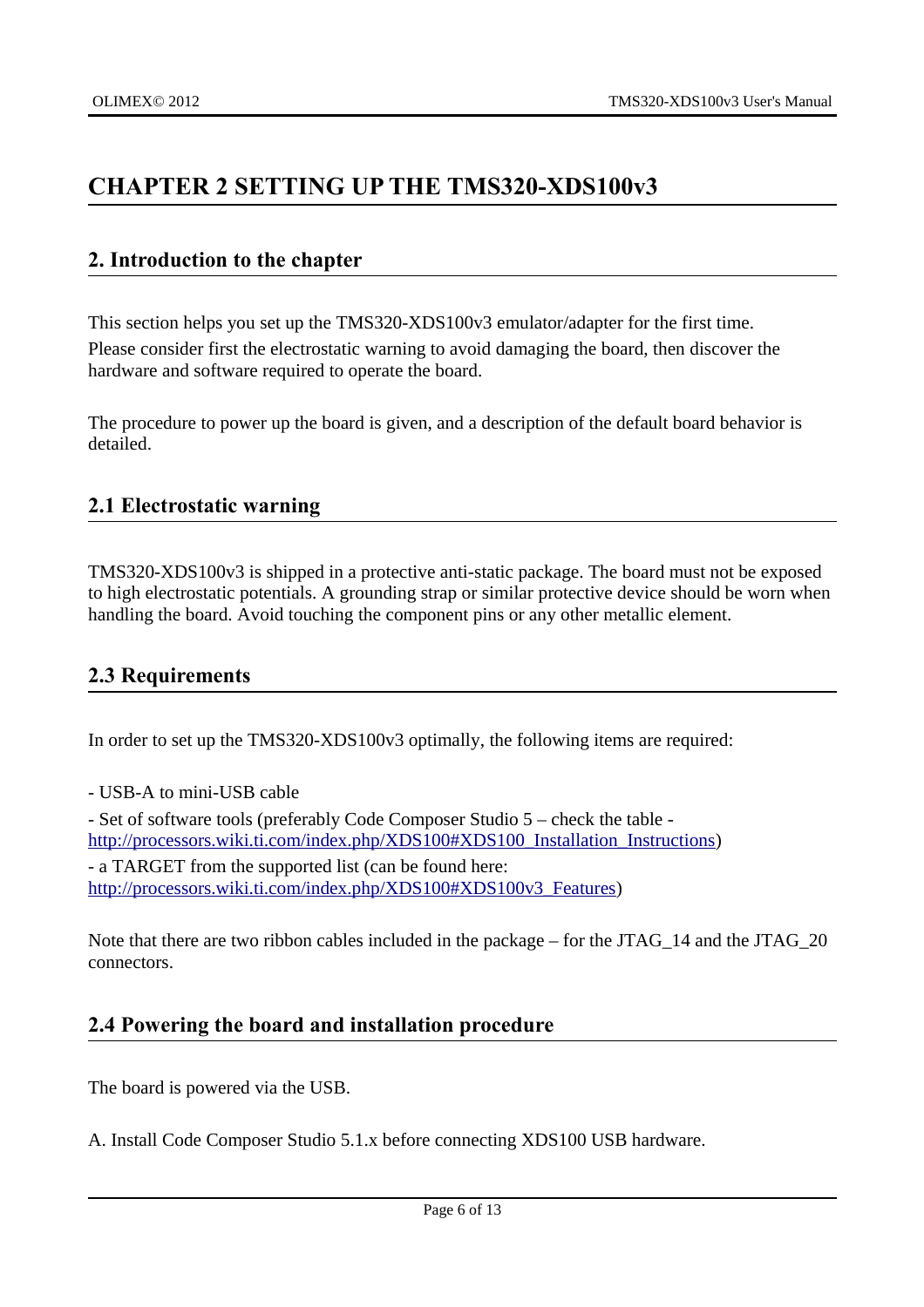# CHAPTER 2 SETTING UP THE TMS320-XDS100v3

## 2. Introduction to the chapter

This section helps you set up the TMS320-XDS100v3 emulator/adapter for the first time. Please consider first the electrostatic warning to avoid damaging the board, then discover the hardware and software required to operate the board.

The procedure to power up the board is given, and a description of the default board behavior is detailed.

## 2.1 Electrostatic warning

TMS320-XDS100v3 is shipped in a protective anti-static package. The board must not be exposed to high electrostatic potentials. A grounding strap or similar protective device should be worn when handling the board. Avoid touching the component pins or any other metallic element.

## 2.3 Requirements

In order to set up the TMS320-XDS100v3 optimally, the following items are required:

- USB-A to mini-USB cable
- Set of software tools (preferably Code Composer Studio 5 – check the table - http://processors.wiki.ti.com/index.php/XDS100#XDS100_Installation_Instructions)
- a TARGET from the supported list (can be found here: http://processors.wiki.ti.com/index.php/XDS100#XDS100v3_Features)

Note that there are two ribbon cables included in the package – for the JTAG_14 and the JTAG_20 connectors.

## 2.4 Powering the board and installation procedure

The board is powered via the USB.

A. Install Code Composer Studio 5.1.x before connecting XDS100 USB hardware.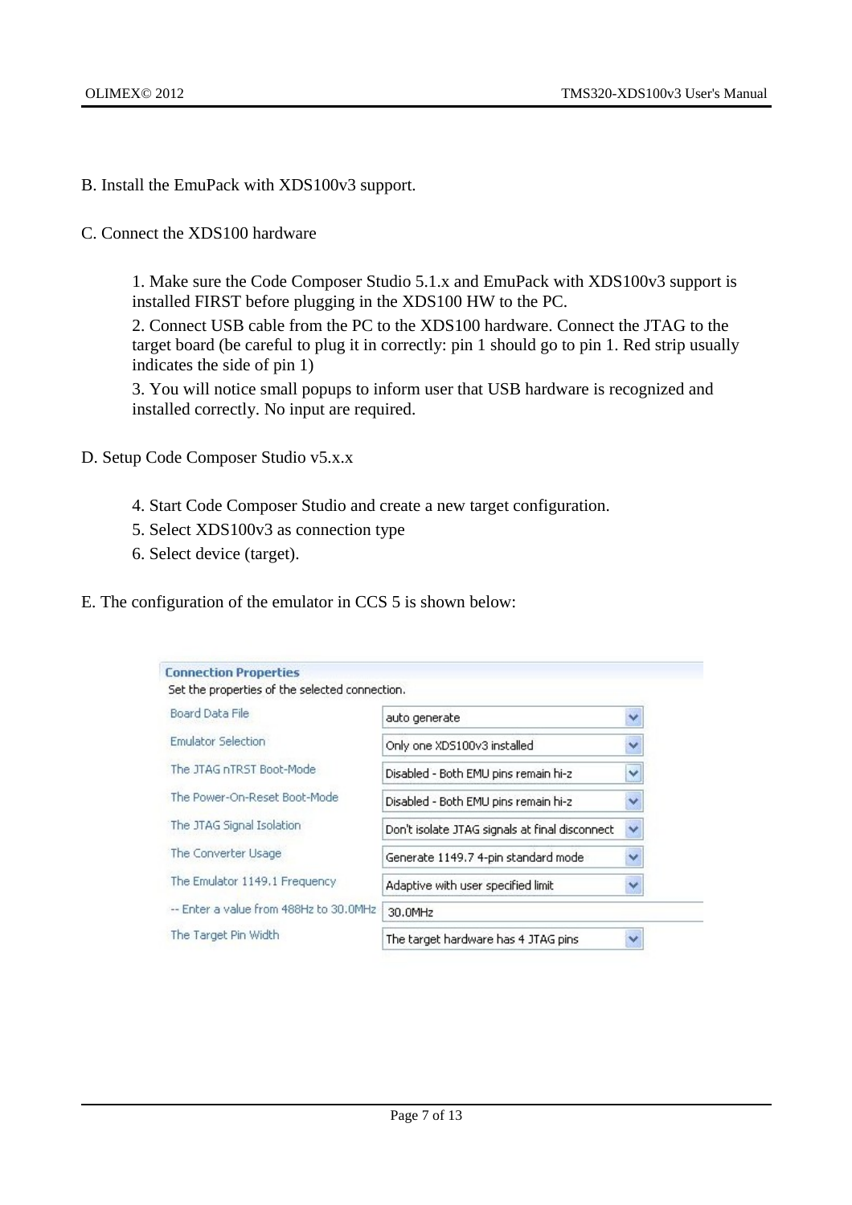B. Install the EmuPack with XDS100v3 support.

C. Connect the XDS100 hardware

1. Make sure the Code Composer Studio 5.1.x and EmuPack with XDS100v3 support is installed FIRST before plugging in the XDS100 HW to the PC.
2. Connect USB cable from the PC to the XDS100 hardware. Connect the JTAG to the target board (be careful to plug it in correctly: pin 1 should go to pin 1. Red strip usually indicates the side of pin 1)
3. You will notice small popups to inform user that USB hardware is recognized and installed correctly. No input are required.

D. Setup Code Composer Studio v5.x.x

4. Start Code Composer Studio and create a new target configuration.
5. Select XDS100v3 as connection type
6. Select device (target).

E. The configuration of the emulator in CCS 5 is shown below:

**Connection Properties**

Set the properties of the selected connection.

| Property | Value |
|---|---|
| Board Data File | auto generate |
| Emulator Selection | Only one XDS100v3 installed |
| The JTAG nTRST Boot-Mode | Disabled - Both EMU pins remain hi-z |
| The Power-On-Reset Boot-Mode | Disabled - Both EMU pins remain hi-z |
| The JTAG Signal Isolation | Don't isolate JTAG signals at final disconnect |
| The Converter Usage | Generate 1149.7 4-pin standard mode |
| The Emulator 1149.1 Frequency | Adaptive with user specified limit |
| -- Enter a value from 488Hz to 30.0MHz | 30.0MHz |
| The Target Pin Width | The target hardware has 4 JTAG pins |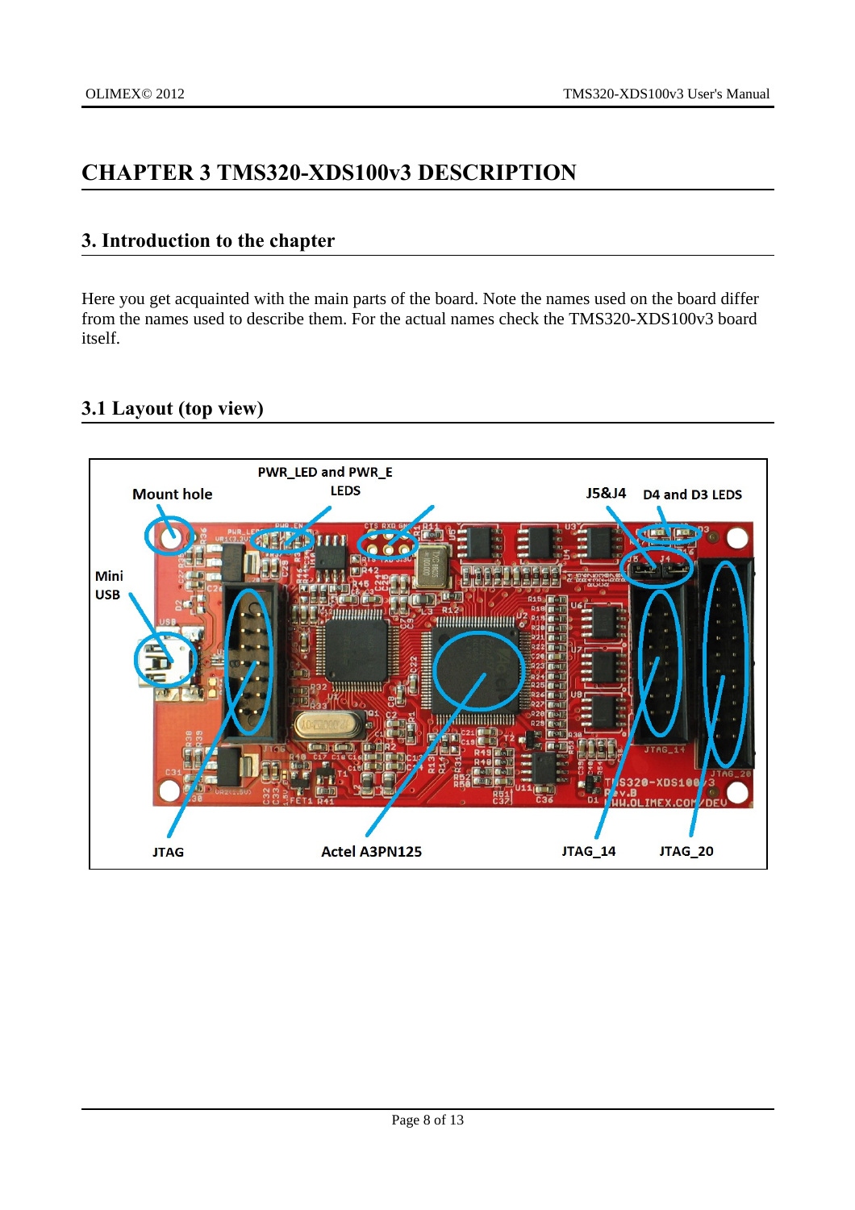# CHAPTER 3 TMS320-XDS100v3 DESCRIPTION

## 3. Introduction to the chapter

Here you get acquainted with the main parts of the board. Note the names used on the board differ from the names used to describe them. For the actual names check the TMS320-XDS100v3 board itself.

## 3.1 Layout (top view)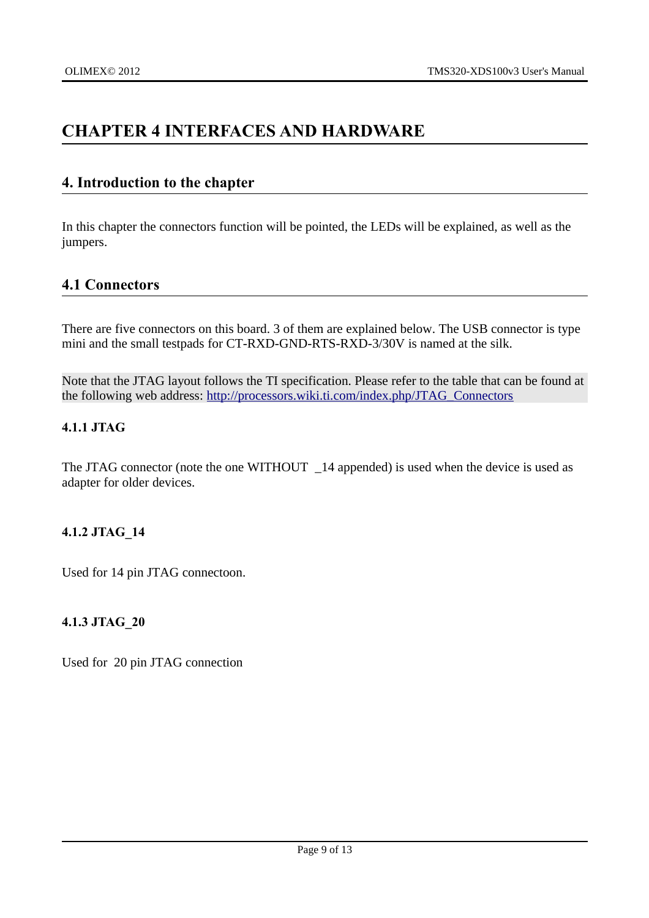# CHAPTER 4 INTERFACES AND HARDWARE

## 4. Introduction to the chapter

In this chapter the connectors function will be pointed, the LEDs will be explained, as well as the jumpers.

## 4.1 Connectors

There are five connectors on this board. 3 of them are explained below. The USB connector is type mini and the small testpads for CT-RXD-GND-RTS-RXD-3/30V is named at the silk.

Note that the JTAG layout follows the TI specification. Please refer to the table that can be found at the following web address: [http://processors.wiki.ti.com/index.php/JTAG_Connectors](http://processors.wiki.ti.com/index.php/JTAG_Connectors)

### 4.1.1 JTAG

The JTAG connector (note the one WITHOUT _14 appended) is used when the device is used as adapter for older devices.

### 4.1.2 JTAG_14

Used for 14 pin JTAG connectoon.

### 4.1.3 JTAG_20

Used for 20 pin JTAG connection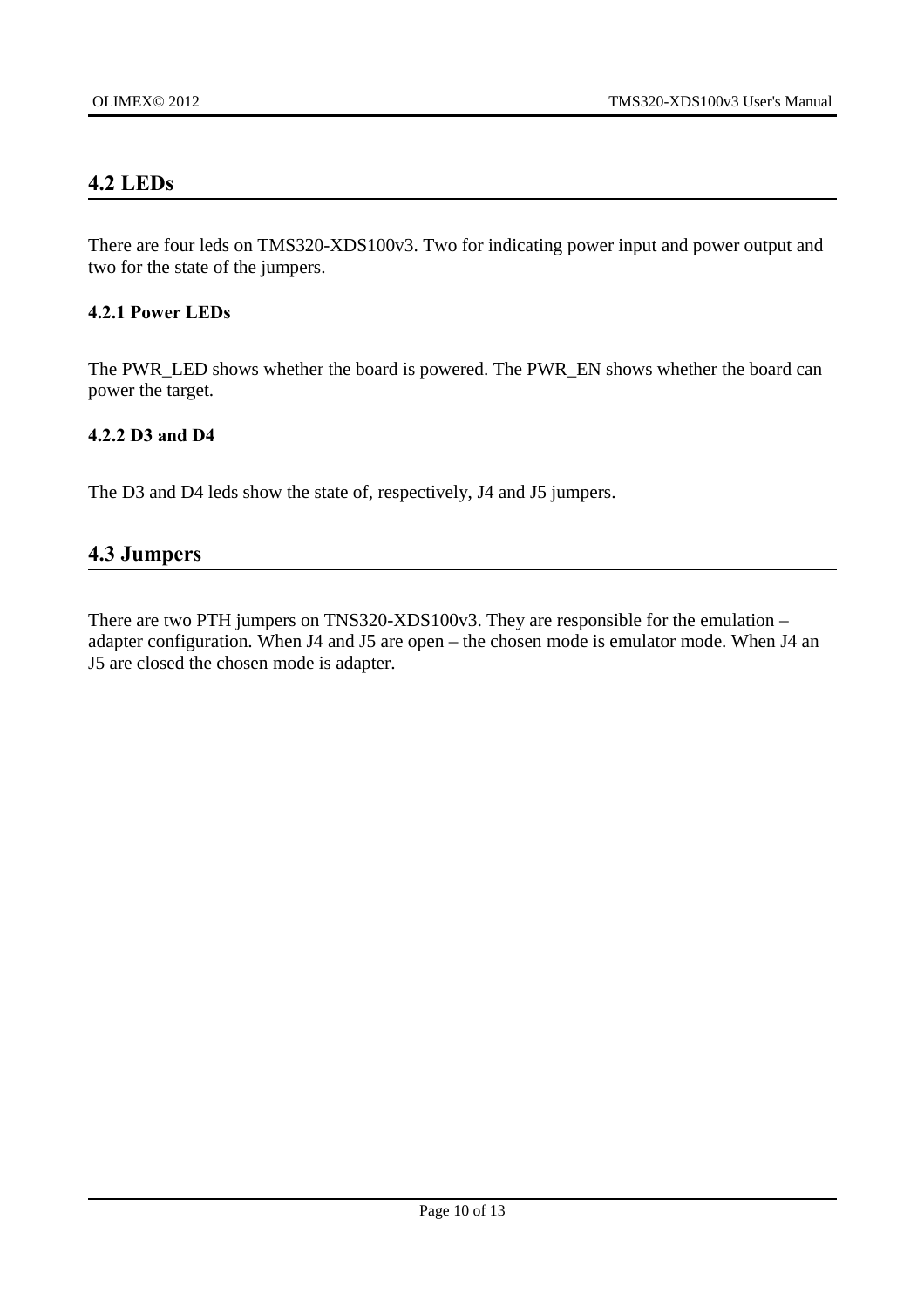## 4.2 LEDs

There are four leds on TMS320-XDS100v3. Two for indicating power input and power output and two for the state of the jumpers.

### 4.2.1 Power LEDs

The PWR_LED shows whether the board is powered. The PWR_EN shows whether the board can power the target.

### 4.2.2 D3 and D4

The D3 and D4 leds show the state of, respectively, J4 and J5 jumpers.

## 4.3 Jumpers

There are two PTH jumpers on TNS320-XDS100v3. They are responsible for the emulation – adapter configuration. When J4 and J5 are open – the chosen mode is emulator mode. When J4 an J5 are closed the chosen mode is adapter.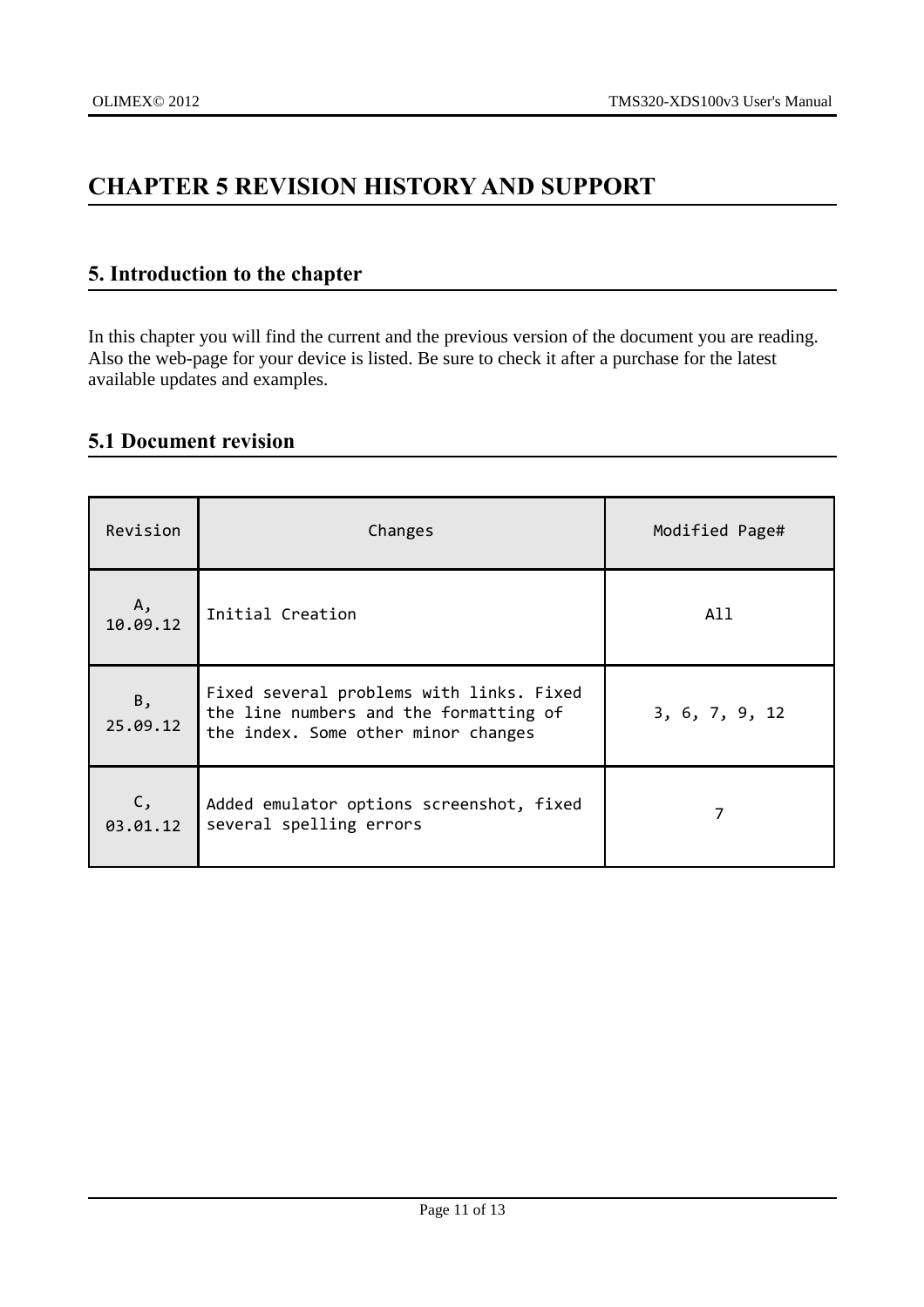# CHAPTER 5 REVISION HISTORY AND SUPPORT

## 5. Introduction to the chapter

In this chapter you will find the current and the previous version of the document you are reading. Also the web-page for your device is listed. Be sure to check it after a purchase for the latest available updates and examples.

## 5.1 Document revision

| Revision | Changes | Modified Page# |
|---|---|---|
| A, 10.09.12 | Initial Creation | All |
| B, 25.09.12 | Fixed several problems with links. Fixed the line numbers and the formatting of the index. Some other minor changes | 3, 6, 7, 9, 12 |
| C, 03.01.12 | Added emulator options screenshot, fixed several spelling errors | 7 |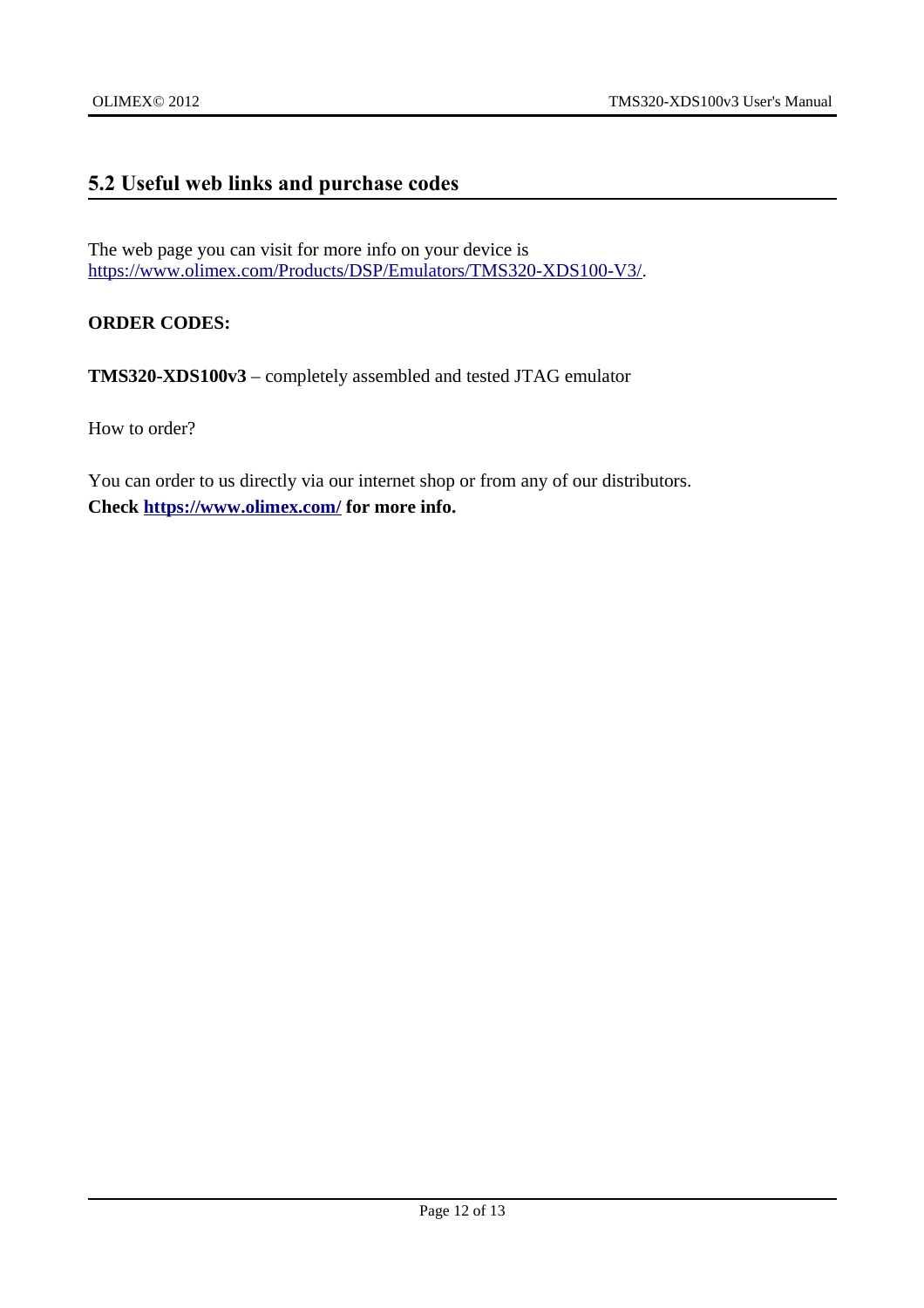## 5.2 Useful web links and purchase codes

The web page you can visit for more info on your device is https://www.olimex.com/Products/DSP/Emulators/TMS320-XDS100-V3/.

**ORDER CODES:**

**TMS320-XDS100v3** – completely assembled and tested JTAG emulator

How to order?

You can order to us directly via our internet shop or from any of our distributors.
**Check https://www.olimex.com/ for more info.**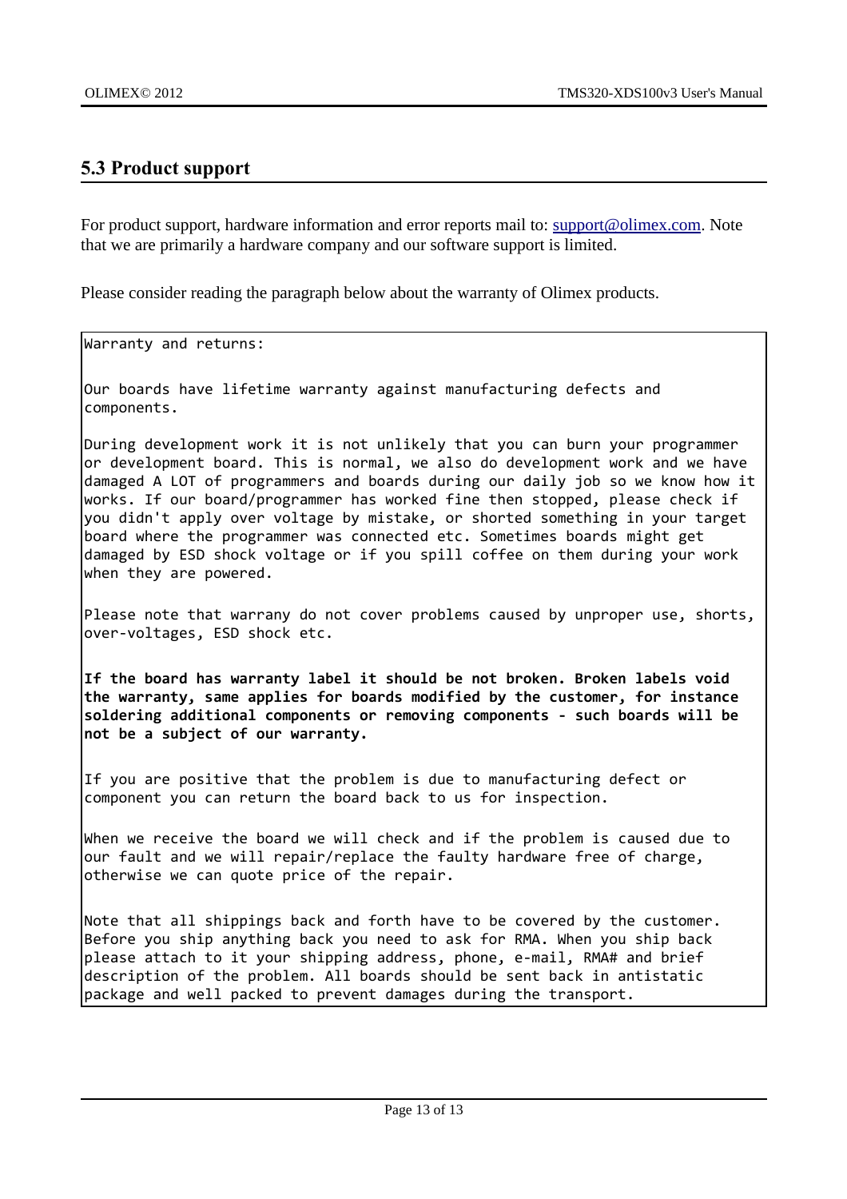## 5.3 Product support

For product support, hardware information and error reports mail to: support@olimex.com. Note that we are primarily a hardware company and our software support is limited.

Please consider reading the paragraph below about the warranty of Olimex products.

```
Warranty and returns:

Our boards have lifetime warranty against manufacturing defects and
components.

During development work it is not unlikely that you can burn your programmer
or development board. This is normal, we also do development work and we have
damaged A LOT of programmers and boards during our daily job so we know how it
works. If our board/programmer has worked fine then stopped, please check if
you didn't apply over voltage by mistake, or shorted something in your target
board where the programmer was connected etc. Sometimes boards might get
damaged by ESD shock voltage or if you spill coffee on them during your work
when they are powered.

Please note that warrany do not cover problems caused by unproper use, shorts,
over-voltages, ESD shock etc.

If the board has warranty label it should be not broken. Broken labels void
the warranty, same applies for boards modified by the customer, for instance
soldering additional components or removing components - such boards will be
not be a subject of our warranty.

If you are positive that the problem is due to manufacturing defect or
component you can return the board back to us for inspection.

When we receive the board we will check and if the problem is caused due to
our fault and we will repair/replace the faulty hardware free of charge,
otherwise we can quote price of the repair.

Note that all shippings back and forth have to be covered by the customer.
Before you ship anything back you need to ask for RMA. When you ship back
please attach to it your shipping address, phone, e-mail, RMA# and brief
description of the problem. All boards should be sent back in antistatic
package and well packed to prevent damages during the transport.
```